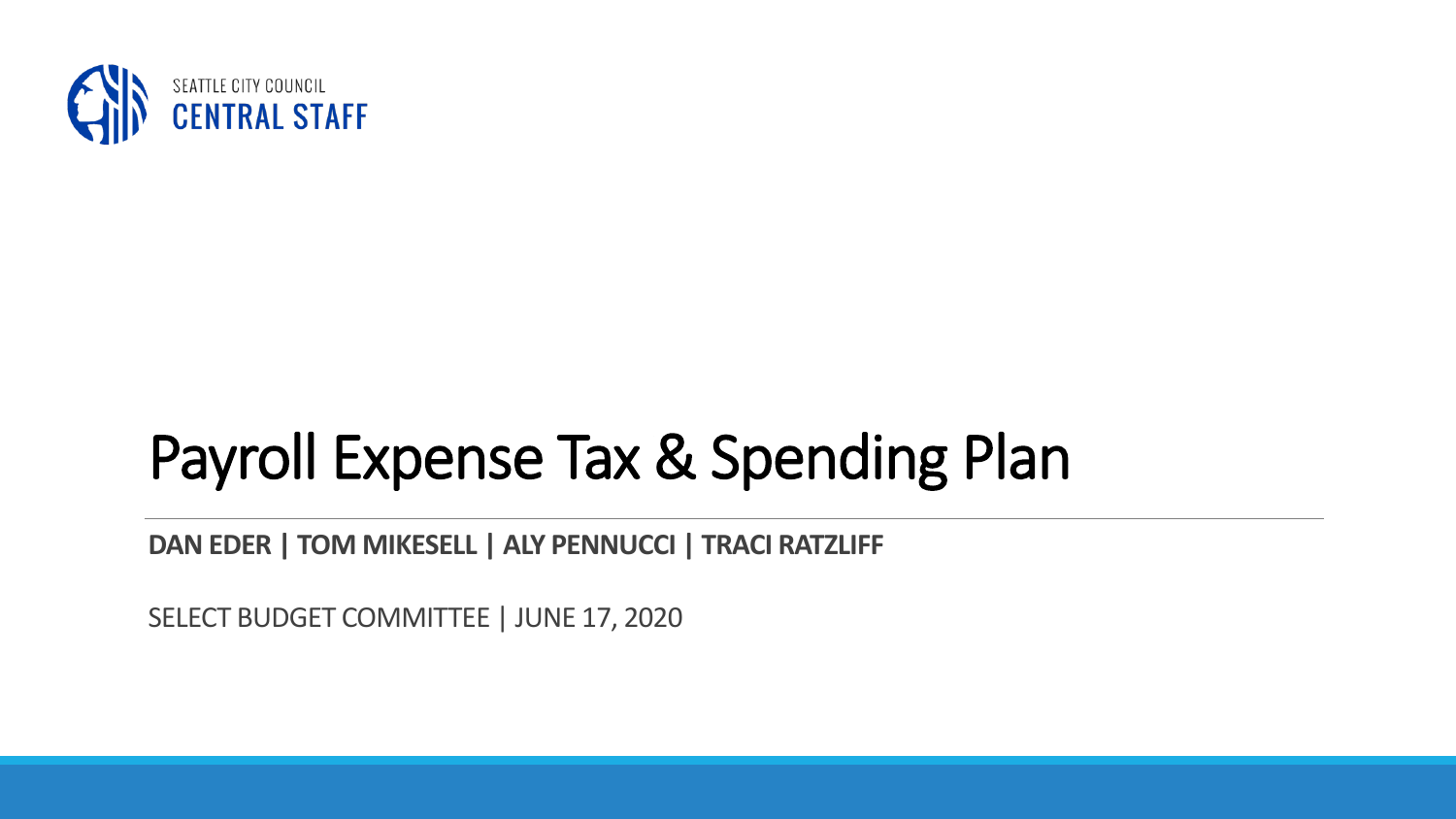SEATTLE CITY COUNCIL
CENTRAL STAFF

# Payroll Expense Tax & Spending Plan

**DAN EDER | TOM MIKESELL | ALY PENNUCCI | TRACI RATZLIFF**

SELECT BUDGET COMMITTEE | JUNE 17, 2020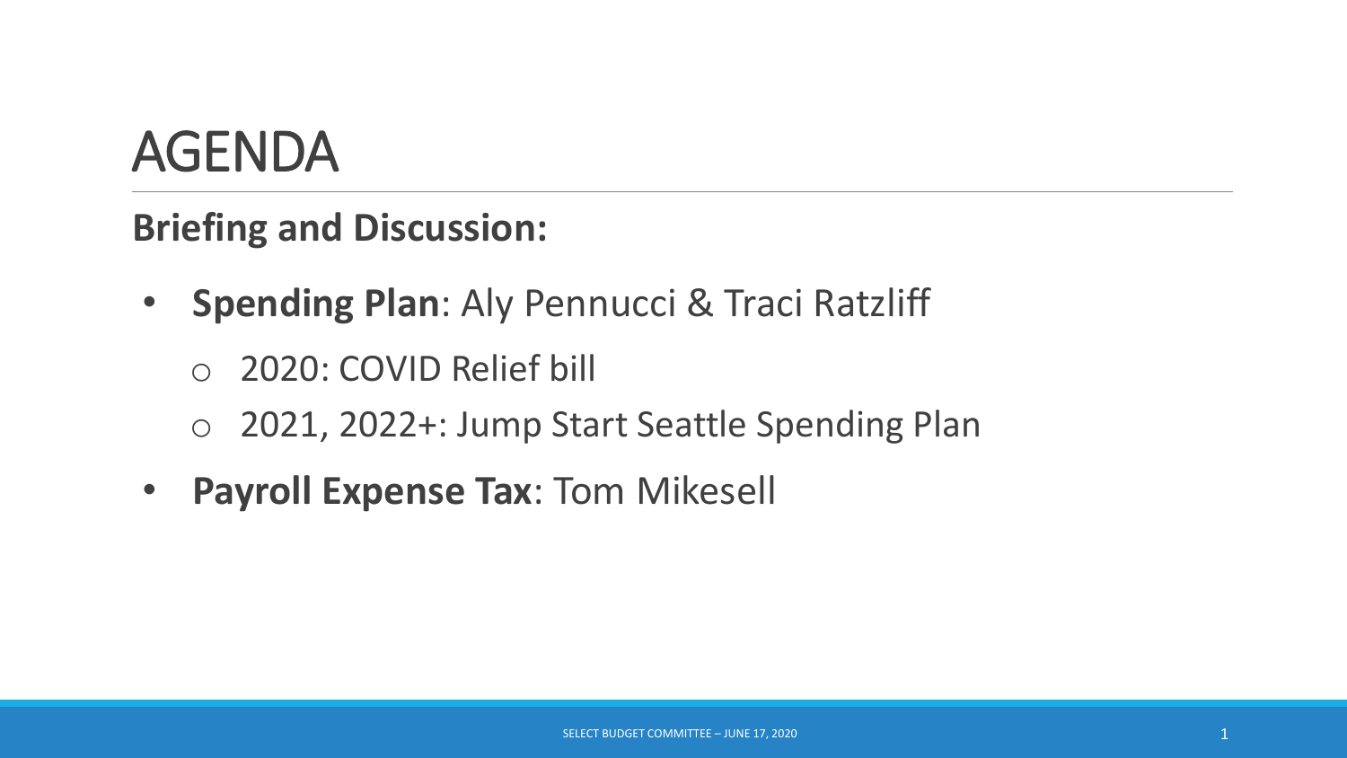# AGENDA

**Briefing and Discussion:**

- **Spending Plan**: Aly Pennucci & Traci Ratzliff
  - 2020: COVID Relief bill
  - 2021, 2022+: Jump Start Seattle Spending Plan
- **Payroll Expense Tax**: Tom Mikesell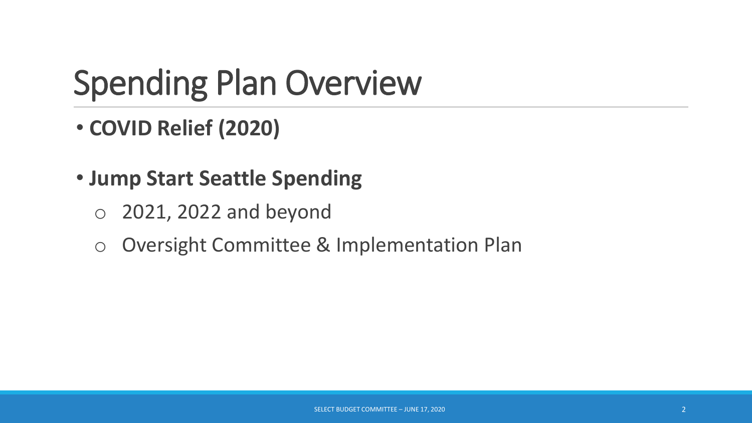# Spending Plan Overview

- **COVID Relief (2020)**
- **Jump Start Seattle Spending**
  - 2021, 2022 and beyond
  - Oversight Committee & Implementation Plan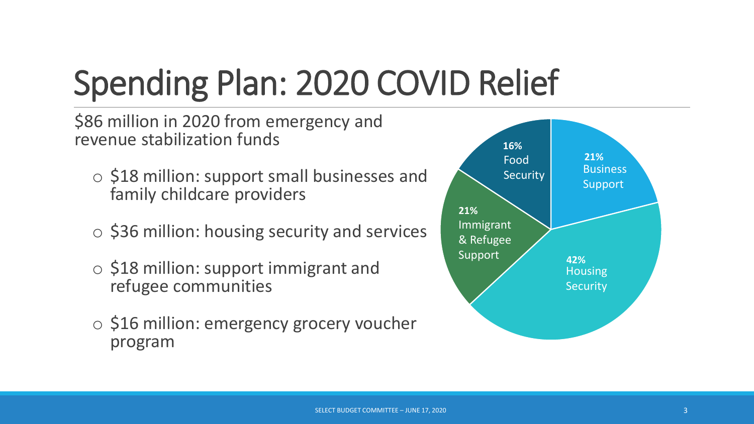# Spending Plan: 2020 COVID Relief

$86 million in 2020 from emergency and revenue stabilization funds

- $18 million: support small businesses and family childcare providers
- $36 million: housing security and services
- $18 million: support immigrant and refugee communities
- $16 million: emergency grocery voucher program

| Category | Share |
| --- | --- |
| Business Support | 21% |
| Housing Security | 42% |
| Immigrant & Refugee Support | 21% |
| Food Security | 16% |

SELECT BUDGET COMMITTEE – JUNE 17, 2020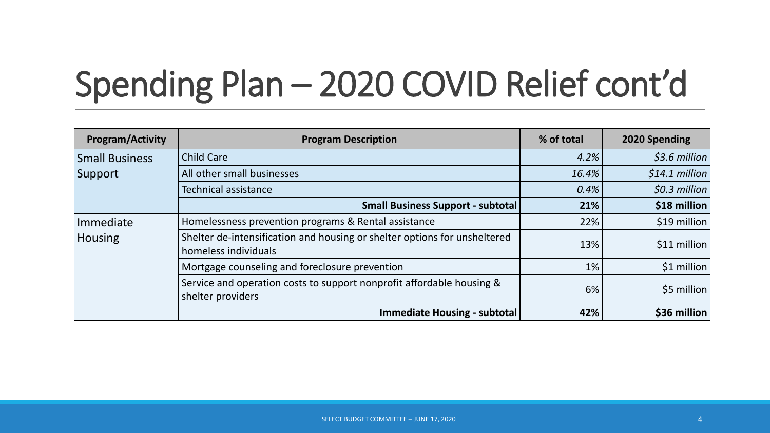# Spending Plan – 2020 COVID Relief cont'd

| Program/Activity | Program Description | % of total | 2020 Spending |
|---|---|---|---|
| Small Business Support | Child Care | *4.2%* | *$3.6 million* |
| | All other small businesses | *16.4%* | *$14.1 million* |
| | Technical assistance | *0.4%* | *$0.3 million* |
| | **Small Business Support - subtotal** | **21%** | **$18 million** |
| Immediate Housing | Homelessness prevention programs & Rental assistance | 22% | $19 million |
| | Shelter de-intensification and housing or shelter options for unsheltered homeless individuals | 13% | $11 million |
| | Mortgage counseling and foreclosure prevention | 1% | $1 million |
| | Service and operation costs to support nonprofit affordable housing & shelter providers | 6% | $5 million |
| | **Immediate Housing - subtotal** | **42%** | **$36 million** |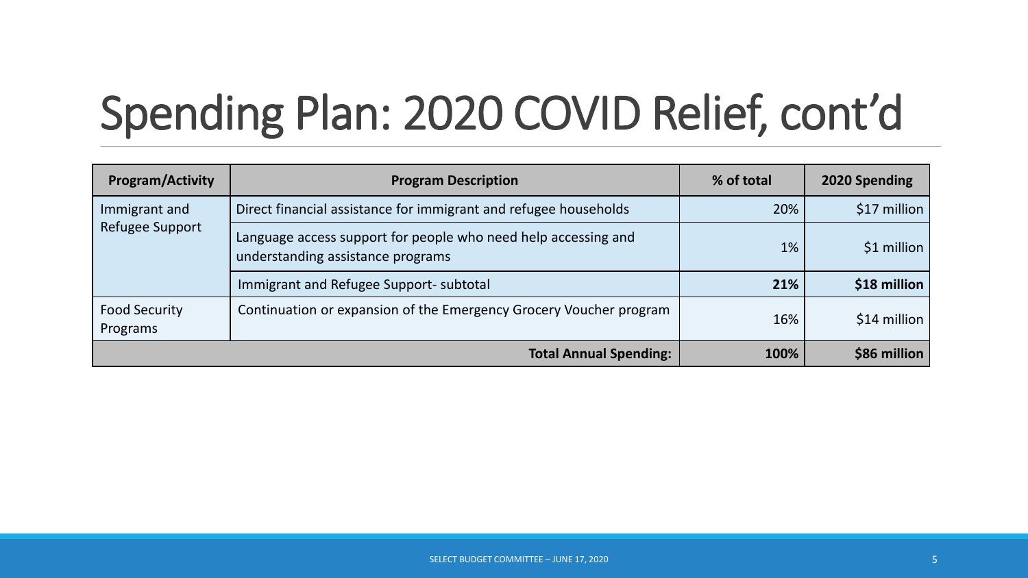# Spending Plan: 2020 COVID Relief, cont'd

| Program/Activity | Program Description | % of total | 2020 Spending |
|---|---|---|---|
| Immigrant and Refugee Support | Direct financial assistance for immigrant and refugee households | 20% | $17 million |
| | Language access support for people who need help accessing and understanding assistance programs | 1% | $1 million |
| | Immigrant and Refugee Support- subtotal | **21%** | **$18 million** |
| Food Security Programs | Continuation or expansion of the Emergency Grocery Voucher program | 16% | $14 million |
| | **Total Annual Spending:** | **100%** | **$86 million** |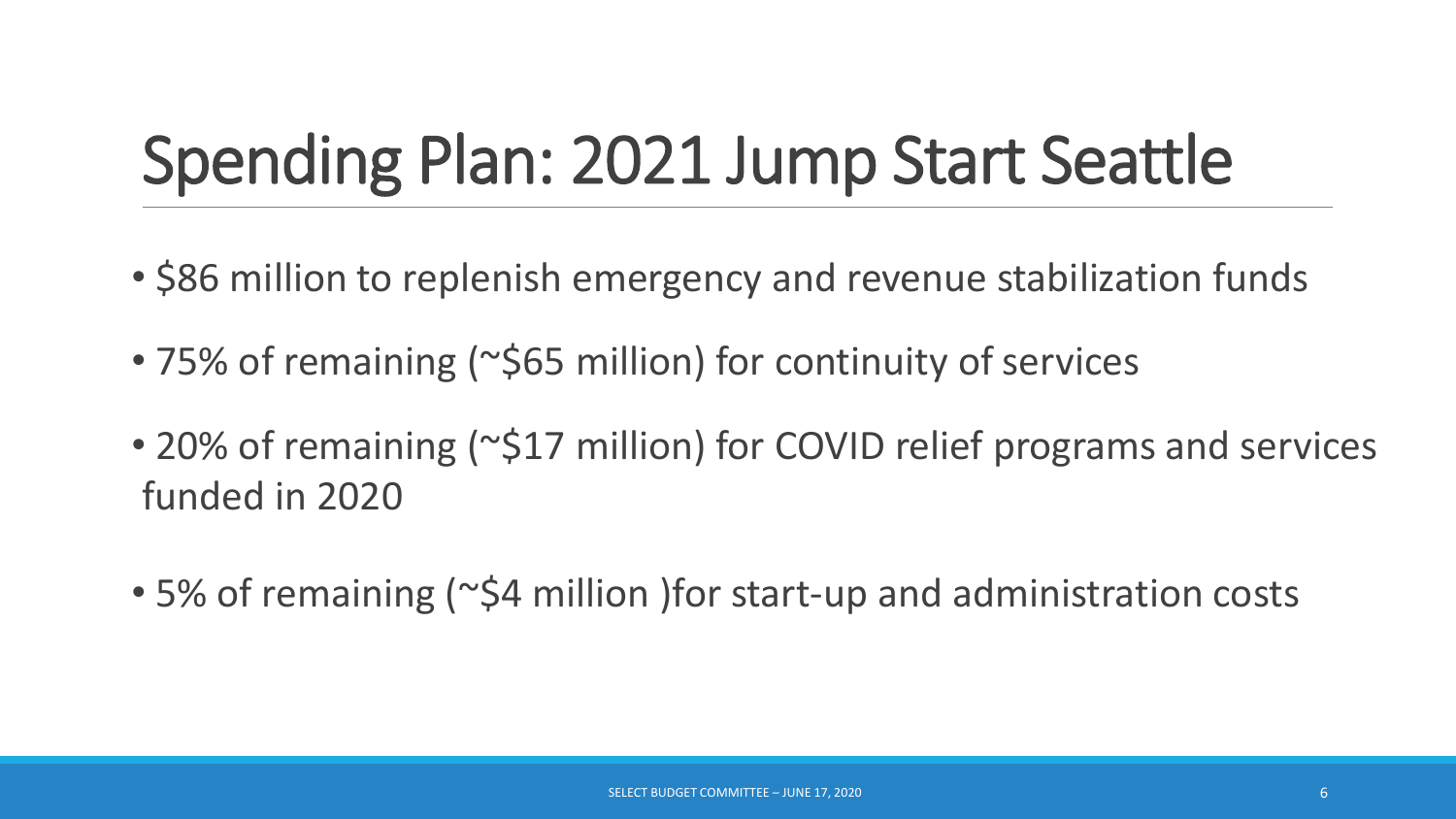# Spending Plan: 2021 Jump Start Seattle

- $86 million to replenish emergency and revenue stabilization funds
- 75% of remaining (~$65 million) for continuity of services
- 20% of remaining (~$17 million) for COVID relief programs and services funded in 2020
- 5% of remaining (~$4 million )for start-up and administration costs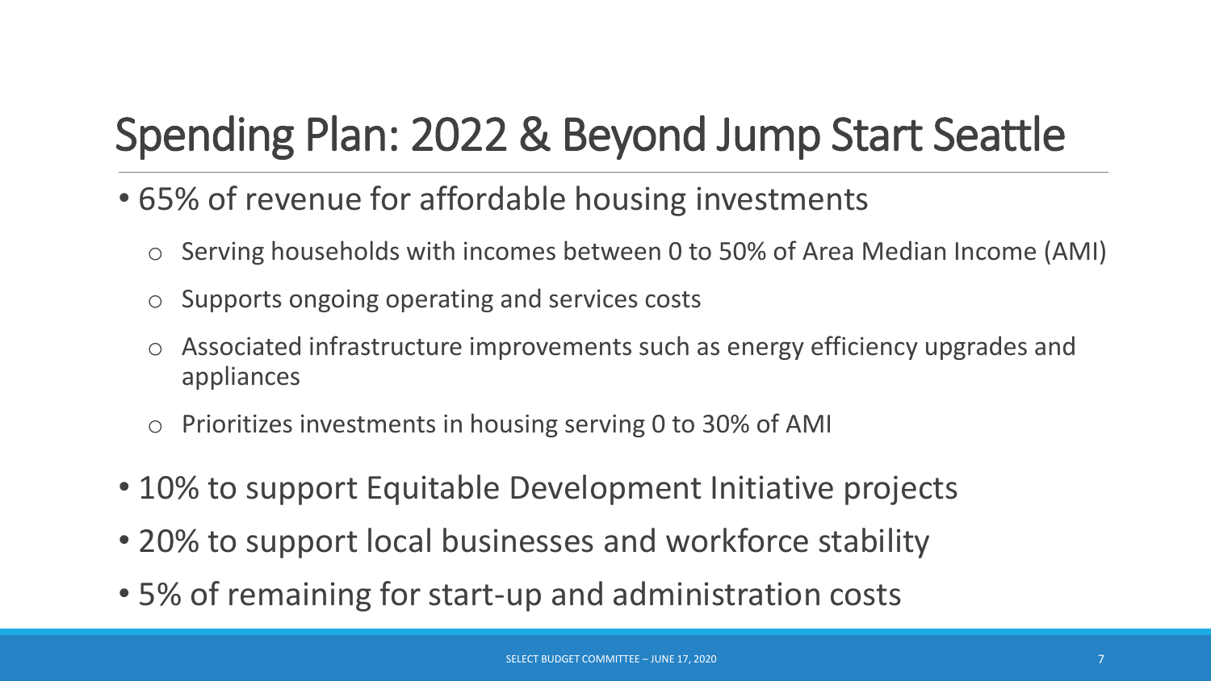# Spending Plan: 2022 & Beyond Jump Start Seattle

- 65% of revenue for affordable housing investments
  - Serving households with incomes between 0 to 50% of Area Median Income (AMI)
  - Supports ongoing operating and services costs
  - Associated infrastructure improvements such as energy efficiency upgrades and appliances
  - Prioritizes investments in housing serving 0 to 30% of AMI
- 10% to support Equitable Development Initiative projects
- 20% to support local businesses and workforce stability
- 5% of remaining for start-up and administration costs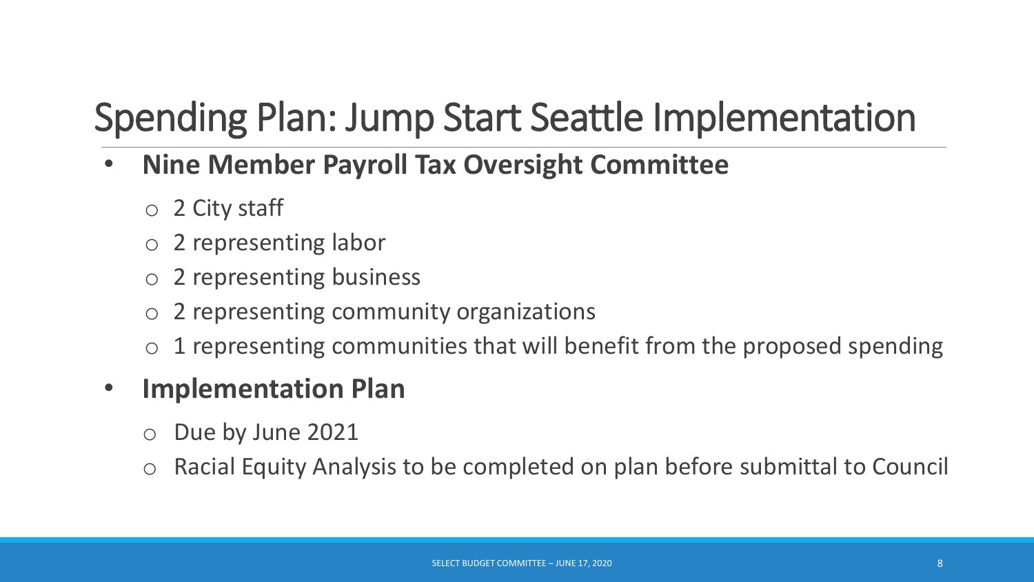# Spending Plan: Jump Start Seattle Implementation

- **Nine Member Payroll Tax Oversight Committee**
  - 2 City staff
  - 2 representing labor
  - 2 representing business
  - 2 representing community organizations
  - 1 representing communities that will benefit from the proposed spending
- **Implementation Plan**
  - Due by June 2021
  - Racial Equity Analysis to be completed on plan before submittal to Council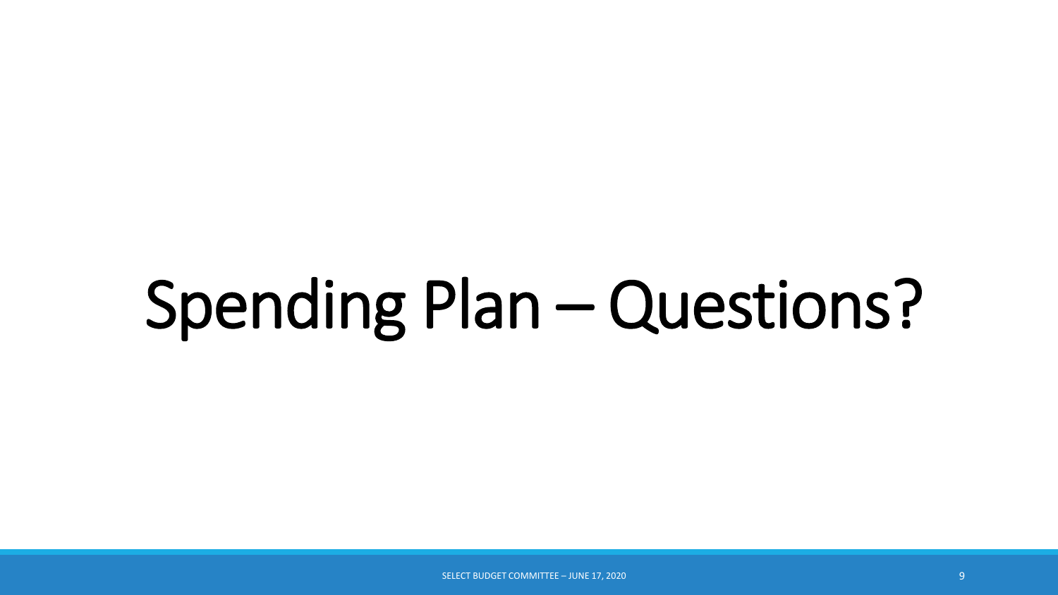# Spending Plan – Questions?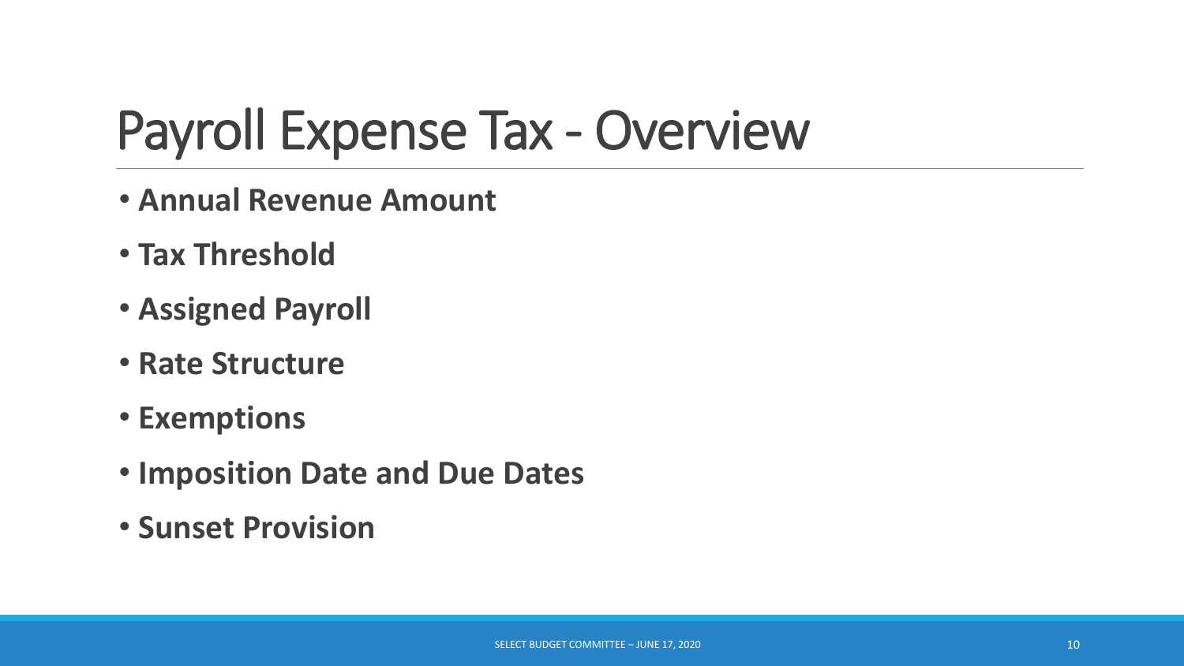# Payroll Expense Tax - Overview

- **Annual Revenue Amount**
- **Tax Threshold**
- **Assigned Payroll**
- **Rate Structure**
- **Exemptions**
- **Imposition Date and Due Dates**
- **Sunset Provision**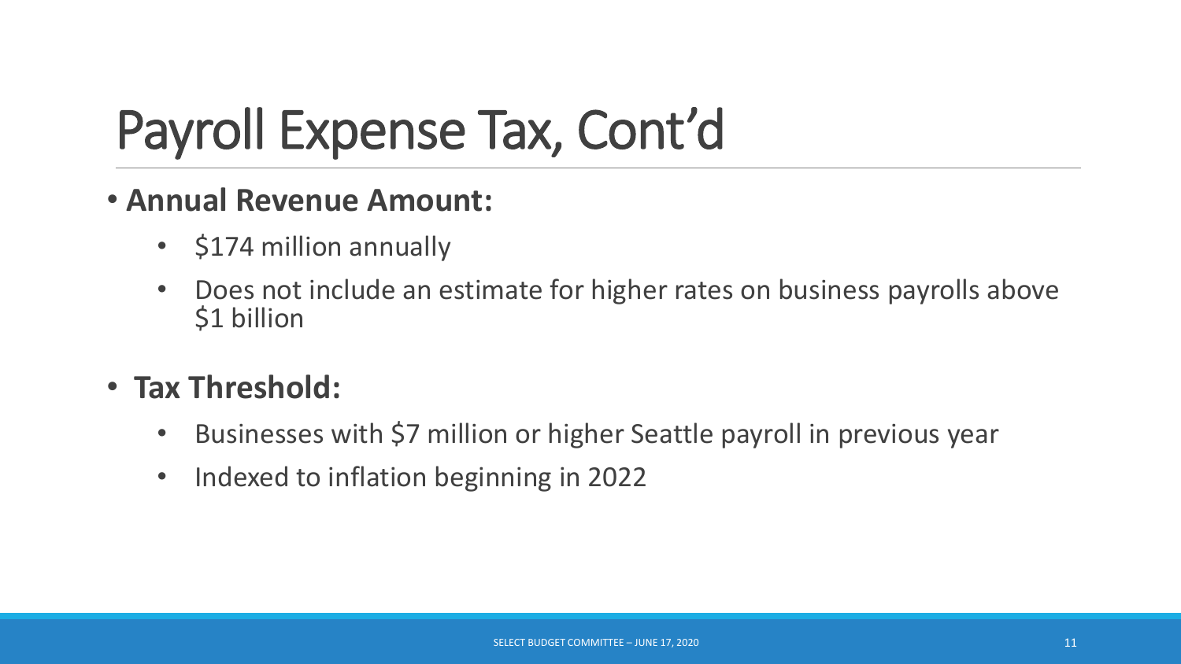# Payroll Expense Tax, Cont'd

- **Annual Revenue Amount:**
  - $174 million annually
  - Does not include an estimate for higher rates on business payrolls above $1 billion
- **Tax Threshold:**
  - Businesses with $7 million or higher Seattle payroll in previous year
  - Indexed to inflation beginning in 2022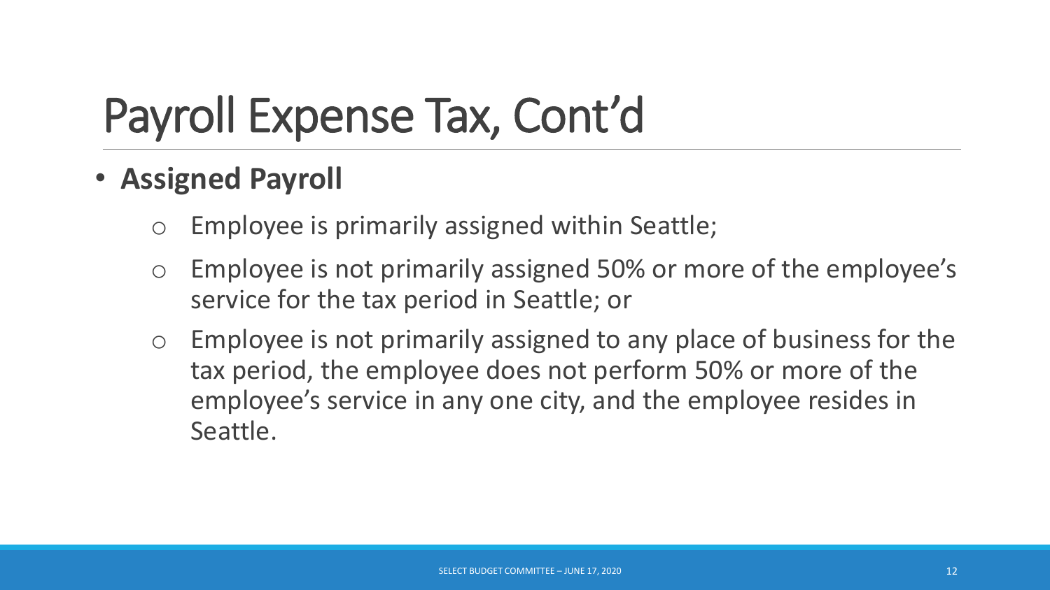# Payroll Expense Tax, Cont'd

- **Assigned Payroll**
  - Employee is primarily assigned within Seattle;
  - Employee is not primarily assigned 50% or more of the employee's service for the tax period in Seattle; or
  - Employee is not primarily assigned to any place of business for the tax period, the employee does not perform 50% or more of the employee's service in any one city, and the employee resides in Seattle.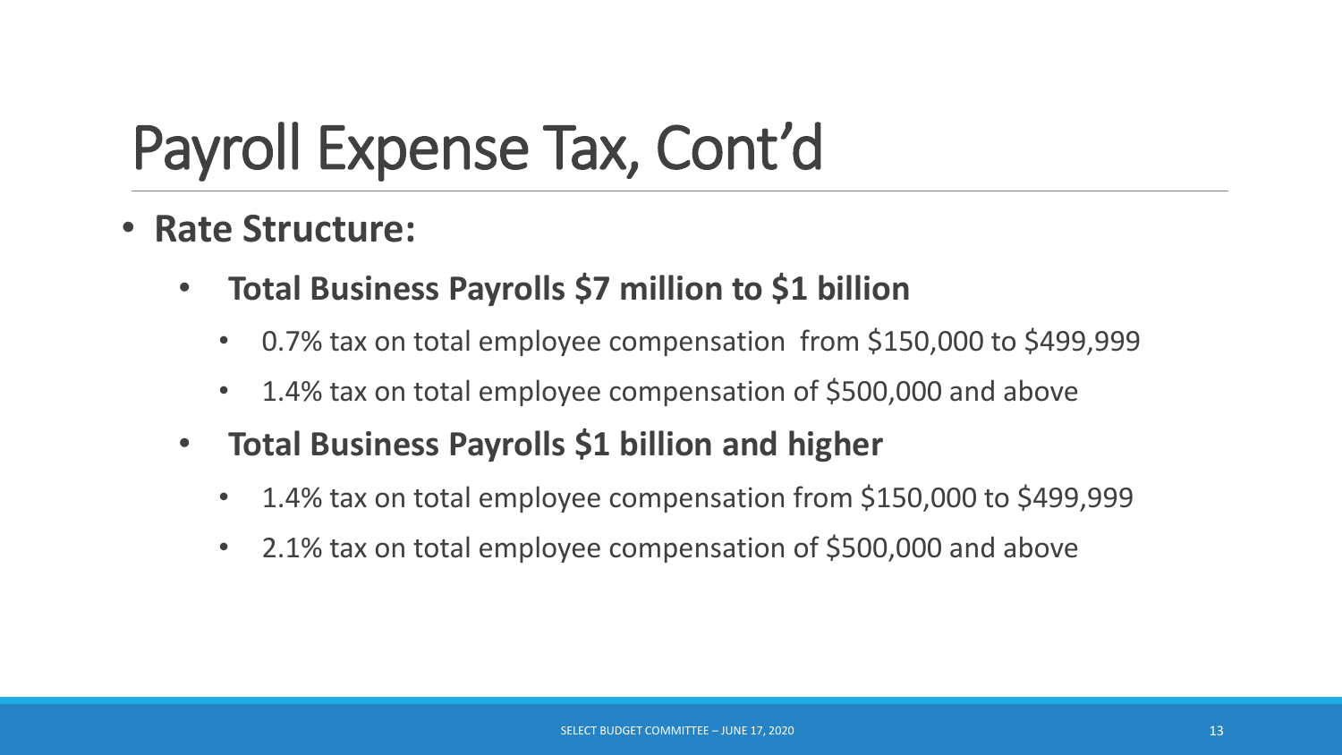# Payroll Expense Tax, Cont'd

- **Rate Structure:**
  - **Total Business Payrolls $7 million to $1 billion**
    - 0.7% tax on total employee compensation from $150,000 to $499,999
    - 1.4% tax on total employee compensation of $500,000 and above
  - **Total Business Payrolls $1 billion and higher**
    - 1.4% tax on total employee compensation from $150,000 to $499,999
    - 2.1% tax on total employee compensation of $500,000 and above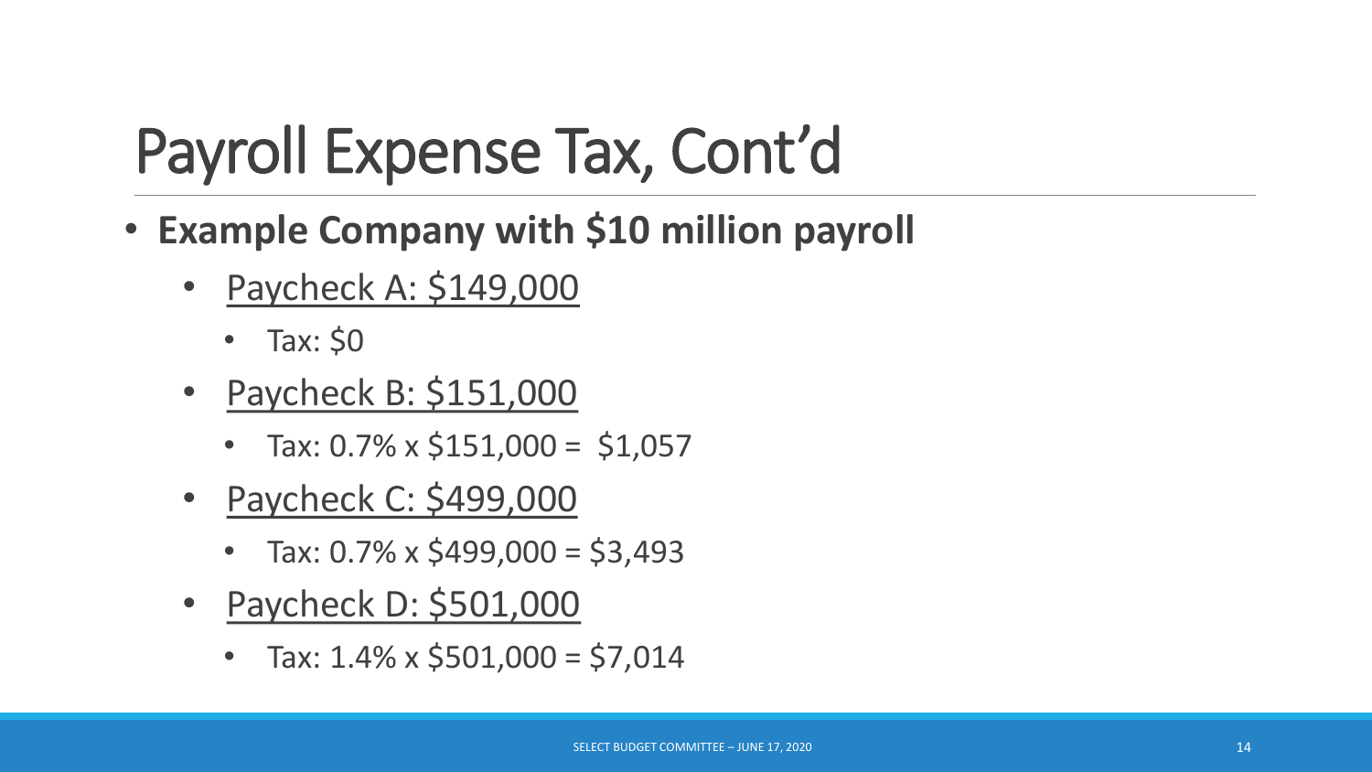# Payroll Expense Tax, Cont'd

- **Example Company with $10 million payroll**
  - Paycheck A: $149,000
    - Tax: $0
  - Paycheck B: $151,000
    - Tax: 0.7% x $151,000 = $1,057
  - Paycheck C: $499,000
    - Tax: 0.7% x $499,000 = $3,493
  - Paycheck D: $501,000
    - Tax: 1.4% x $501,000 = $7,014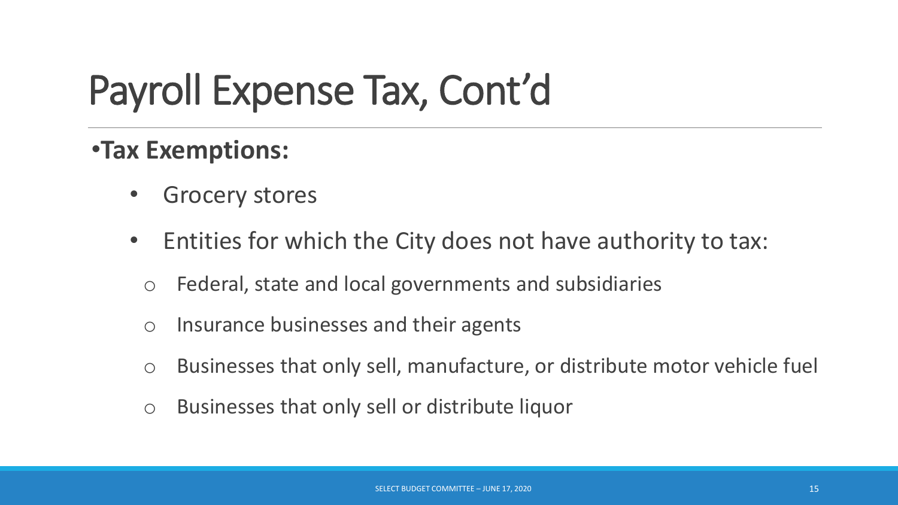# Payroll Expense Tax, Cont'd

- **Tax Exemptions:**
  - Grocery stores
  - Entities for which the City does not have authority to tax:
    - Federal, state and local governments and subsidiaries
    - Insurance businesses and their agents
    - Businesses that only sell, manufacture, or distribute motor vehicle fuel
    - Businesses that only sell or distribute liquor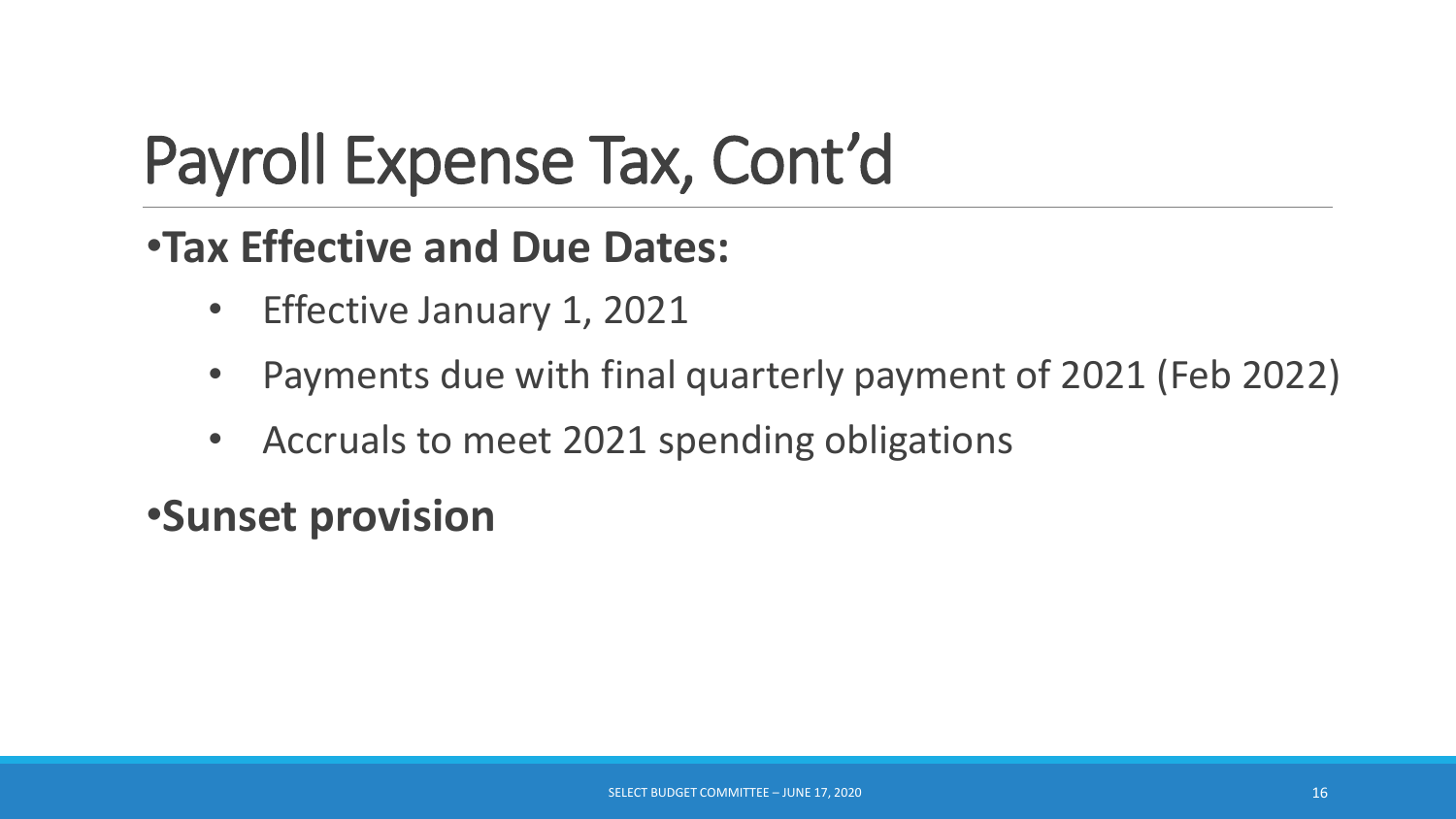# Payroll Expense Tax, Cont'd

- **Tax Effective and Due Dates:**
  - Effective January 1, 2021
  - Payments due with final quarterly payment of 2021 (Feb 2022)
  - Accruals to meet 2021 spending obligations
- **Sunset provision**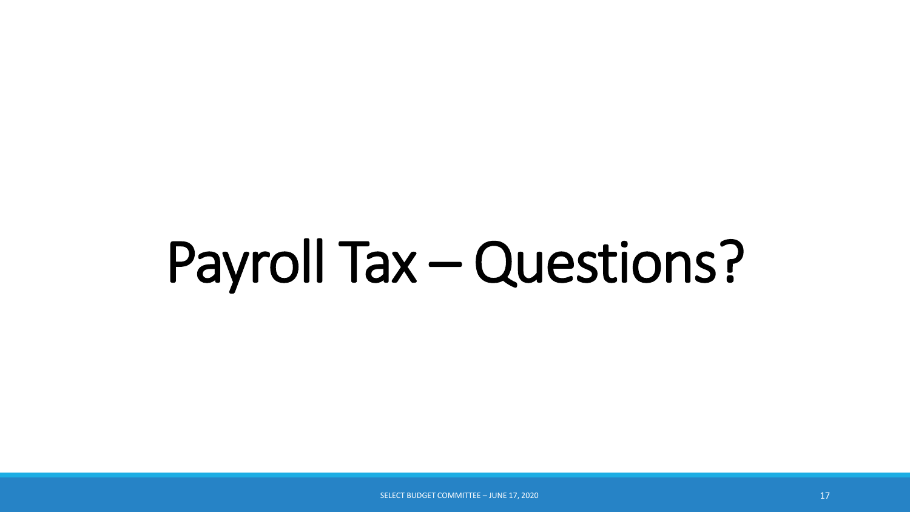# Payroll Tax – Questions?